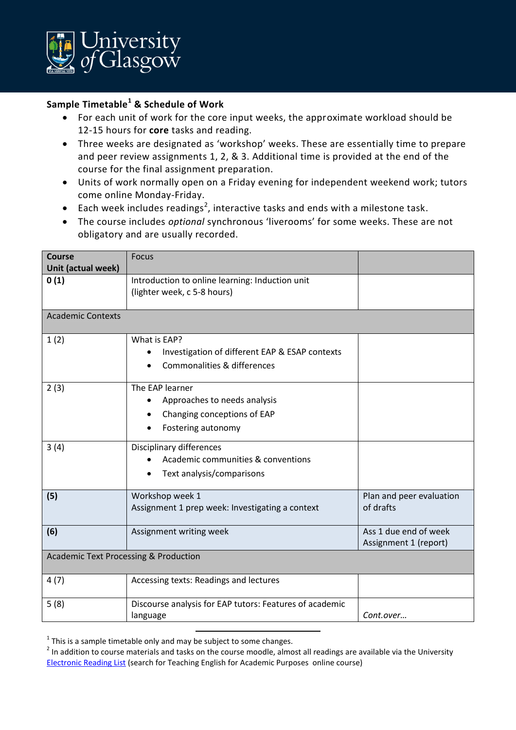University of Glasgow

**Sample Timetable[1] & Schedule of Work**

- For each unit of work for the core input weeks, the approximate workload should be 12-15 hours for **core** tasks and reading.
- Three weeks are designated as 'workshop' weeks. These are essentially time to prepare and peer review assignments 1, 2, & 3. Additional time is provided at the end of the course for the final assignment preparation.
- Units of work normally open on a Friday evening for independent weekend work; tutors come online Monday-Friday.
- Each week includes readings[2], interactive tasks and ends with a milestone task.
- The course includes *optional* synchronous 'liverooms' for some weeks. These are not obligatory and are usually recorded.

| **Course Unit (actual week)** | Focus | |
|---|---|---|
| **0 (1)** | Introduction to online learning: Induction unit<br>(lighter week, c 5-8 hours) | |
| Academic Contexts | | |
| 1 (2) | What is EAP?<br>• Investigation of different EAP & ESAP contexts<br>• Commonalities & differences | |
| 2 (3) | The EAP learner<br>• Approaches to needs analysis<br>• Changing conceptions of EAP<br>• Fostering autonomy | |
| 3 (4) | Disciplinary differences<br>• Academic communities & conventions<br>• Text analysis/comparisons | |
| **(5)** | Workshop week 1<br>Assignment 1 prep week: Investigating a context | Plan and peer evaluation of drafts |
| **(6)** | Assignment writing week | Ass 1 due end of week<br>Assignment 1 (report) |
| Academic Text Processing & Production | | |
| 4 (7) | Accessing texts: Readings and lectures | |
| 5 (8) | Discourse analysis for EAP tutors: Features of academic language | *Cont.over…* |

[1] This is a sample timetable only and may be subject to some changes.

[2] In addition to course materials and tasks on the course moodle, almost all readings are available via the University Electronic Reading List (search for Teaching English for Academic Purposes online course)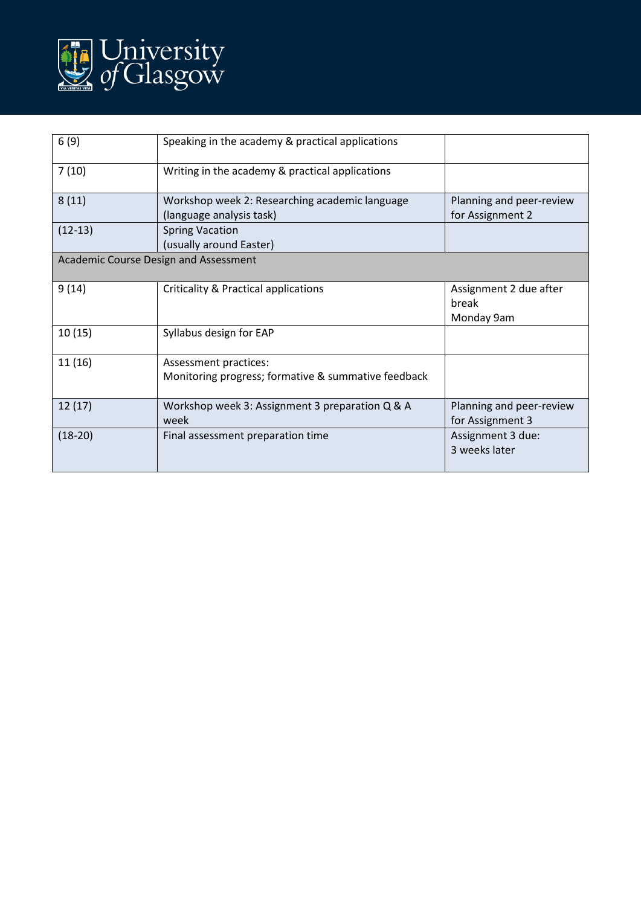| | | |
|---|---|---|
| 6 (9) | Speaking in the academy & practical applications | |
| 7 (10) | Writing in the academy & practical applications | |
| 8 (11) | Workshop week 2: Researching academic language (language analysis task) | Planning and peer-review for Assignment 2 |
| (12-13) | Spring Vacation<br>(usually around Easter) | |
| Academic Course Design and Assessment | | |
| 9 (14) | Criticality & Practical applications | Assignment 2 due after break<br>Monday 9am |
| 10 (15) | Syllabus design for EAP | |
| 11 (16) | Assessment practices:<br>Monitoring progress; formative & summative feedback | |
| 12 (17) | Workshop week 3: Assignment 3 preparation Q & A week | Planning and peer-review for Assignment 3 |
| (18-20) | Final assessment preparation time | Assignment 3 due:<br>3 weeks later |